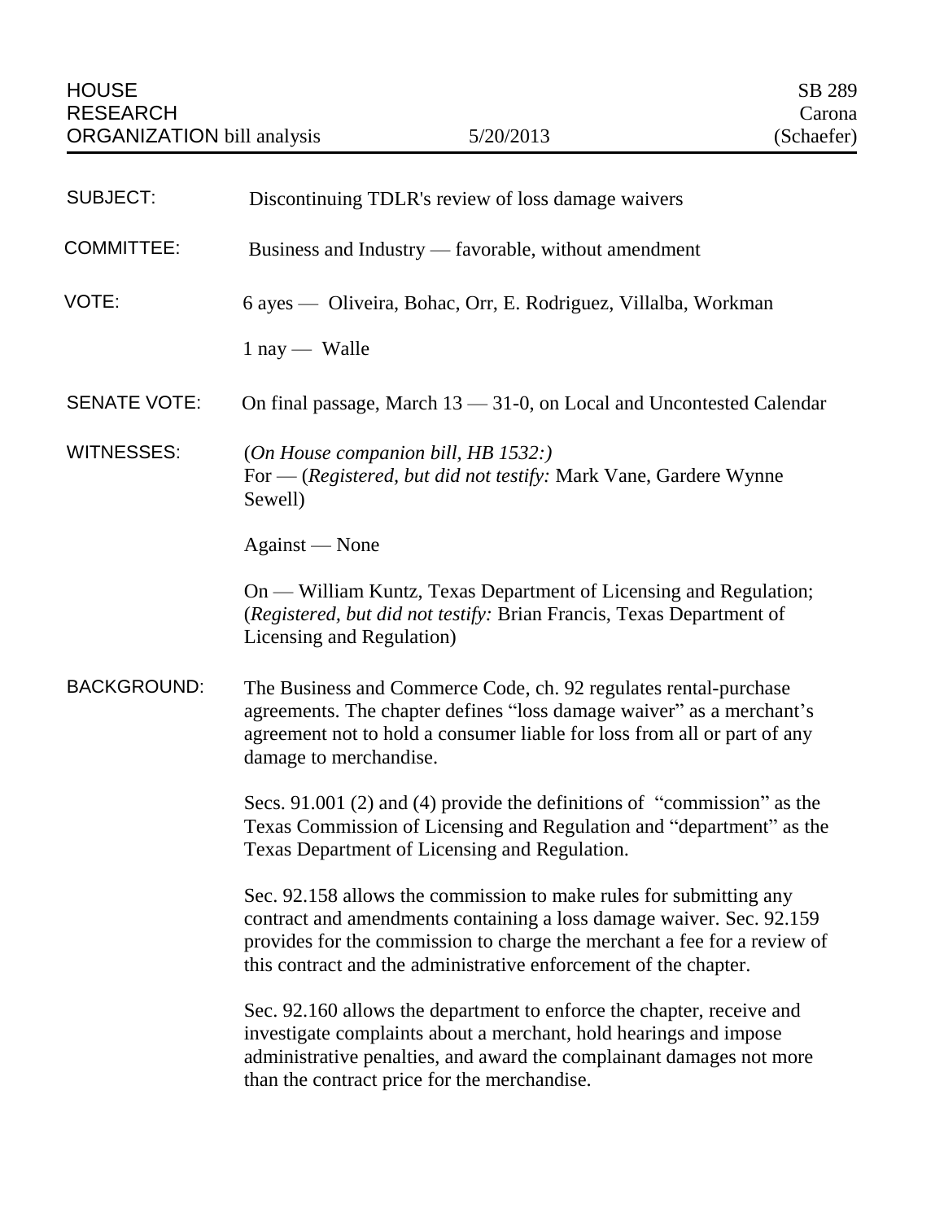HOUSE RESEARCH ORGANIZATION bill analysis — 5/20/2013 — SB 289 Carona (Schaefer)

**SUBJECT:** Discontinuing TDLR's review of loss damage waivers

**COMMITTEE:** Business and Industry — favorable, without amendment

**VOTE:** 6 ayes — Oliveira, Bohac, Orr, E. Rodriguez, Villalba, Workman

1 nay — Walle

**SENATE VOTE:** On final passage, March 13 — 31-0, on Local and Uncontested Calendar

**WITNESSES:** (*On House companion bill, HB 1532:)*
For — (*Registered, but did not testify:* Mark Vane, Gardere Wynne Sewell)

Against — None

On — William Kuntz, Texas Department of Licensing and Regulation; (*Registered, but did not testify:* Brian Francis, Texas Department of Licensing and Regulation)

**BACKGROUND:** The Business and Commerce Code, ch. 92 regulates rental-purchase agreements. The chapter defines "loss damage waiver" as a merchant's agreement not to hold a consumer liable for loss from all or part of any damage to merchandise.

Secs. 91.001 (2) and (4) provide the definitions of "commission" as the Texas Commission of Licensing and Regulation and "department" as the Texas Department of Licensing and Regulation.

Sec. 92.158 allows the commission to make rules for submitting any contract and amendments containing a loss damage waiver. Sec. 92.159 provides for the commission to charge the merchant a fee for a review of this contract and the administrative enforcement of the chapter.

Sec. 92.160 allows the department to enforce the chapter, receive and investigate complaints about a merchant, hold hearings and impose administrative penalties, and award the complainant damages not more than the contract price for the merchandise.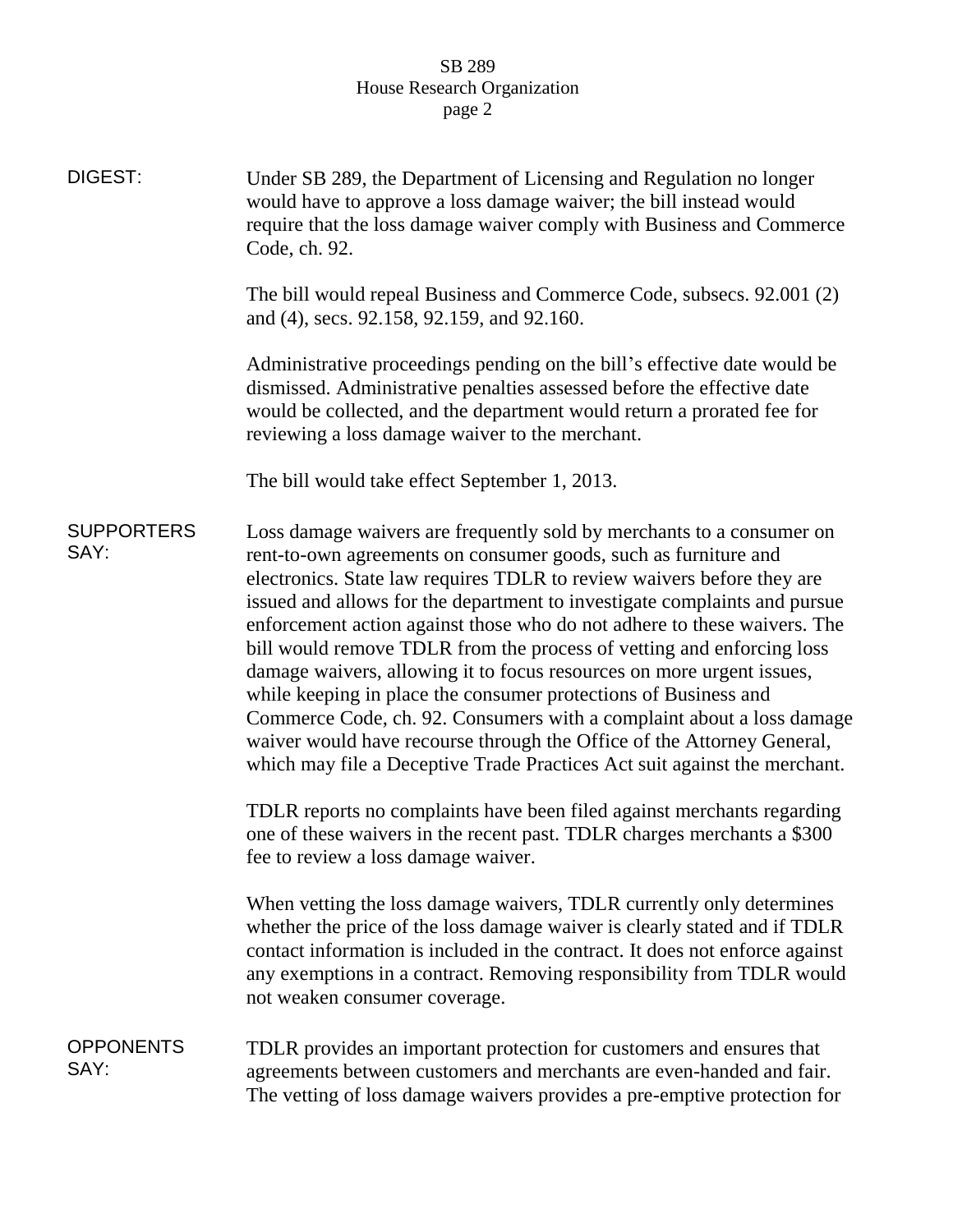**DIGEST:**

Under SB 289, the Department of Licensing and Regulation no longer would have to approve a loss damage waiver; the bill instead would require that the loss damage waiver comply with Business and Commerce Code, ch. 92.

The bill would repeal Business and Commerce Code, subsecs. 92.001 (2) and (4), secs. 92.158, 92.159, and 92.160.

Administrative proceedings pending on the bill's effective date would be dismissed. Administrative penalties assessed before the effective date would be collected, and the department would return a prorated fee for reviewing a loss damage waiver to the merchant.

The bill would take effect September 1, 2013.

**SUPPORTERS SAY:**

Loss damage waivers are frequently sold by merchants to a consumer on rent-to-own agreements on consumer goods, such as furniture and electronics. State law requires TDLR to review waivers before they are issued and allows for the department to investigate complaints and pursue enforcement action against those who do not adhere to these waivers. The bill would remove TDLR from the process of vetting and enforcing loss damage waivers, allowing it to focus resources on more urgent issues, while keeping in place the consumer protections of Business and Commerce Code, ch. 92. Consumers with a complaint about a loss damage waiver would have recourse through the Office of the Attorney General, which may file a Deceptive Trade Practices Act suit against the merchant.

TDLR reports no complaints have been filed against merchants regarding one of these waivers in the recent past. TDLR charges merchants a $300 fee to review a loss damage waiver.

When vetting the loss damage waivers, TDLR currently only determines whether the price of the loss damage waiver is clearly stated and if TDLR contact information is included in the contract. It does not enforce against any exemptions in a contract. Removing responsibility from TDLR would not weaken consumer coverage.

**OPPONENTS SAY:**

TDLR provides an important protection for customers and ensures that agreements between customers and merchants are even-handed and fair. The vetting of loss damage waivers provides a pre-emptive protection for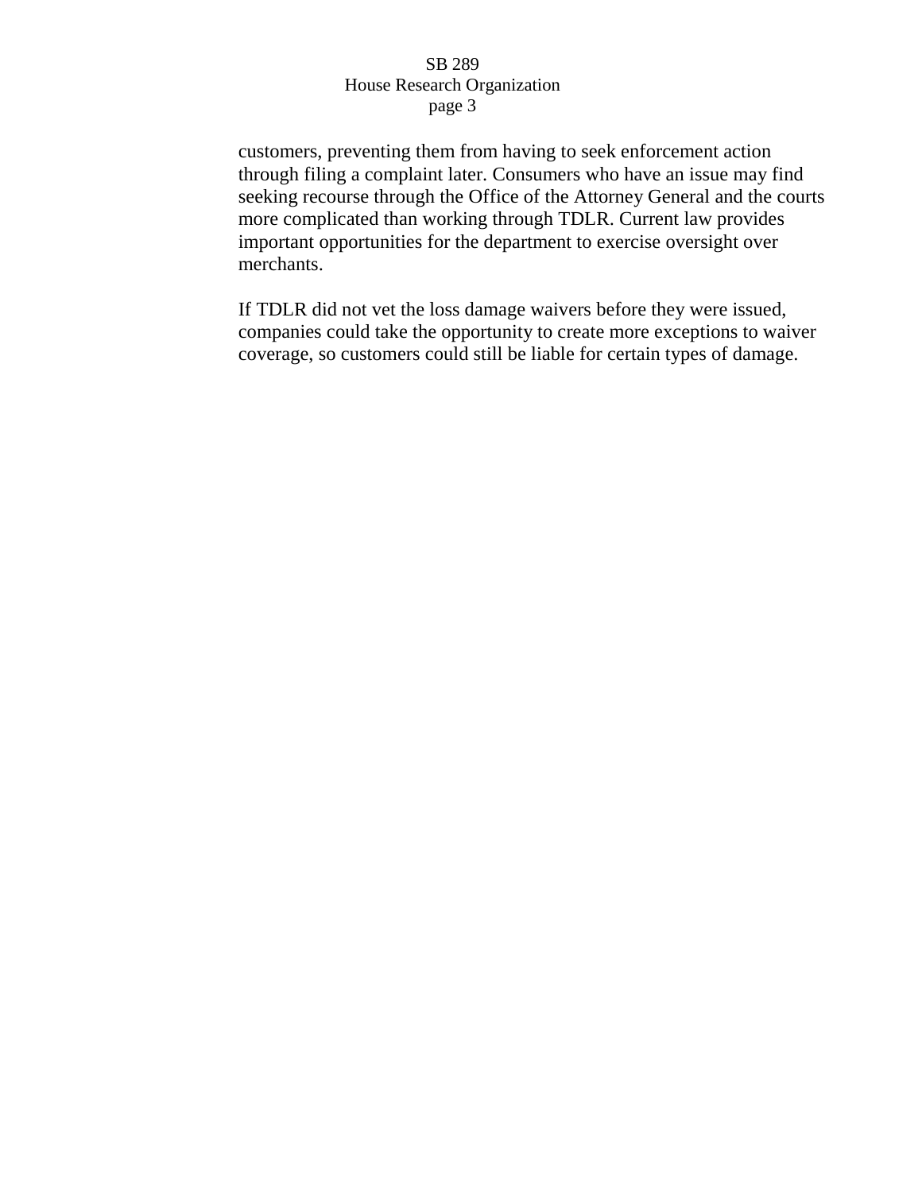customers, preventing them from having to seek enforcement action through filing a complaint later. Consumers who have an issue may find seeking recourse through the Office of the Attorney General and the courts more complicated than working through TDLR. Current law provides important opportunities for the department to exercise oversight over merchants.

If TDLR did not vet the loss damage waivers before they were issued, companies could take the opportunity to create more exceptions to waiver coverage, so customers could still be liable for certain types of damage.